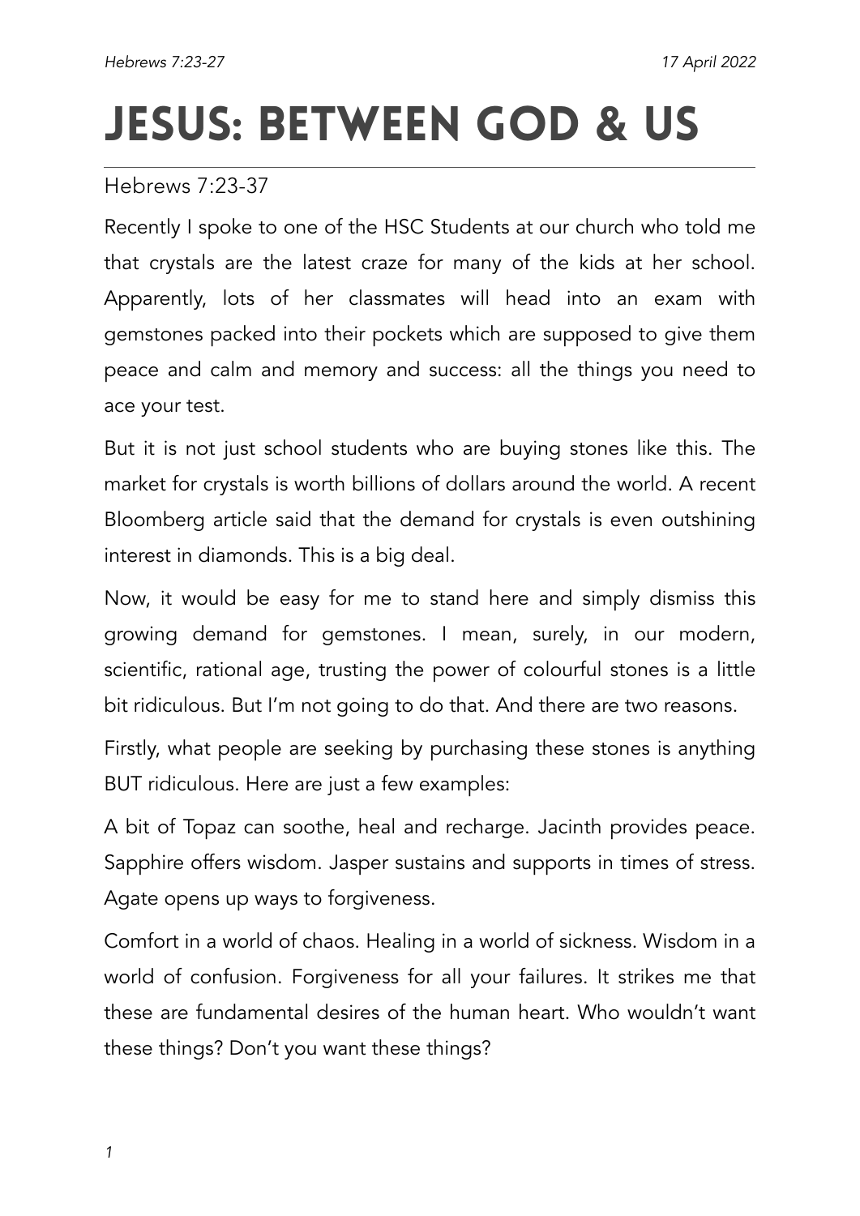# JESUS: BETWEEN GOD & US

Hebrews 7:23-37

Recently I spoke to one of the HSC Students at our church who told me that crystals are the latest craze for many of the kids at her school. Apparently, lots of her classmates will head into an exam with gemstones packed into their pockets which are supposed to give them peace and calm and memory and success: all the things you need to ace your test.

But it is not just school students who are buying stones like this. The market for crystals is worth billions of dollars around the world. A recent Bloomberg article said that the demand for crystals is even outshining interest in diamonds. This is a big deal.

Now, it would be easy for me to stand here and simply dismiss this growing demand for gemstones. I mean, surely, in our modern, scientific, rational age, trusting the power of colourful stones is a little bit ridiculous. But I'm not going to do that. And there are two reasons.

Firstly, what people are seeking by purchasing these stones is anything BUT ridiculous. Here are just a few examples:

A bit of Topaz can soothe, heal and recharge. Jacinth provides peace. Sapphire offers wisdom. Jasper sustains and supports in times of stress. Agate opens up ways to forgiveness.

Comfort in a world of chaos. Healing in a world of sickness. Wisdom in a world of confusion. Forgiveness for all your failures. It strikes me that these are fundamental desires of the human heart. Who wouldn't want these things? Don't you want these things?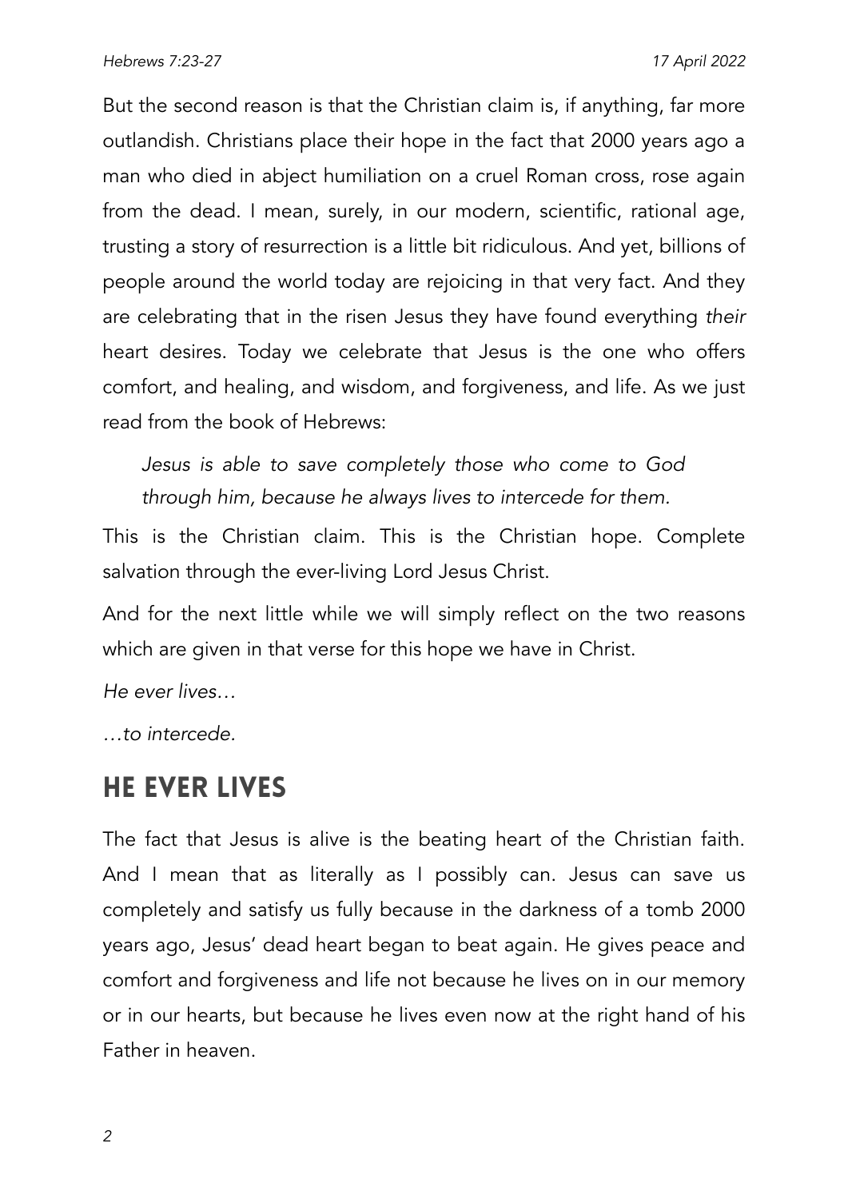But the second reason is that the Christian claim is, if anything, far more outlandish. Christians place their hope in the fact that 2000 years ago a man who died in abject humiliation on a cruel Roman cross, rose again from the dead. I mean, surely, in our modern, scientific, rational age, trusting a story of resurrection is a little bit ridiculous. And yet, billions of people around the world today are rejoicing in that very fact. And they are celebrating that in the risen Jesus they have found everything *their* heart desires. Today we celebrate that Jesus is the one who offers comfort, and healing, and wisdom, and forgiveness, and life. As we just read from the book of Hebrews:

> *Jesus is able to save completely those who come to God through him, because he always lives to intercede for them.*

This is the Christian claim. This is the Christian hope. Complete salvation through the ever-living Lord Jesus Christ.

And for the next little while we will simply reflect on the two reasons which are given in that verse for this hope we have in Christ.

*He ever lives…*

*…to intercede.*

## HE EVER LIVES

The fact that Jesus is alive is the beating heart of the Christian faith. And I mean that as literally as I possibly can. Jesus can save us completely and satisfy us fully because in the darkness of a tomb 2000 years ago, Jesus' dead heart began to beat again. He gives peace and comfort and forgiveness and life not because he lives on in our memory or in our hearts, but because he lives even now at the right hand of his Father in heaven.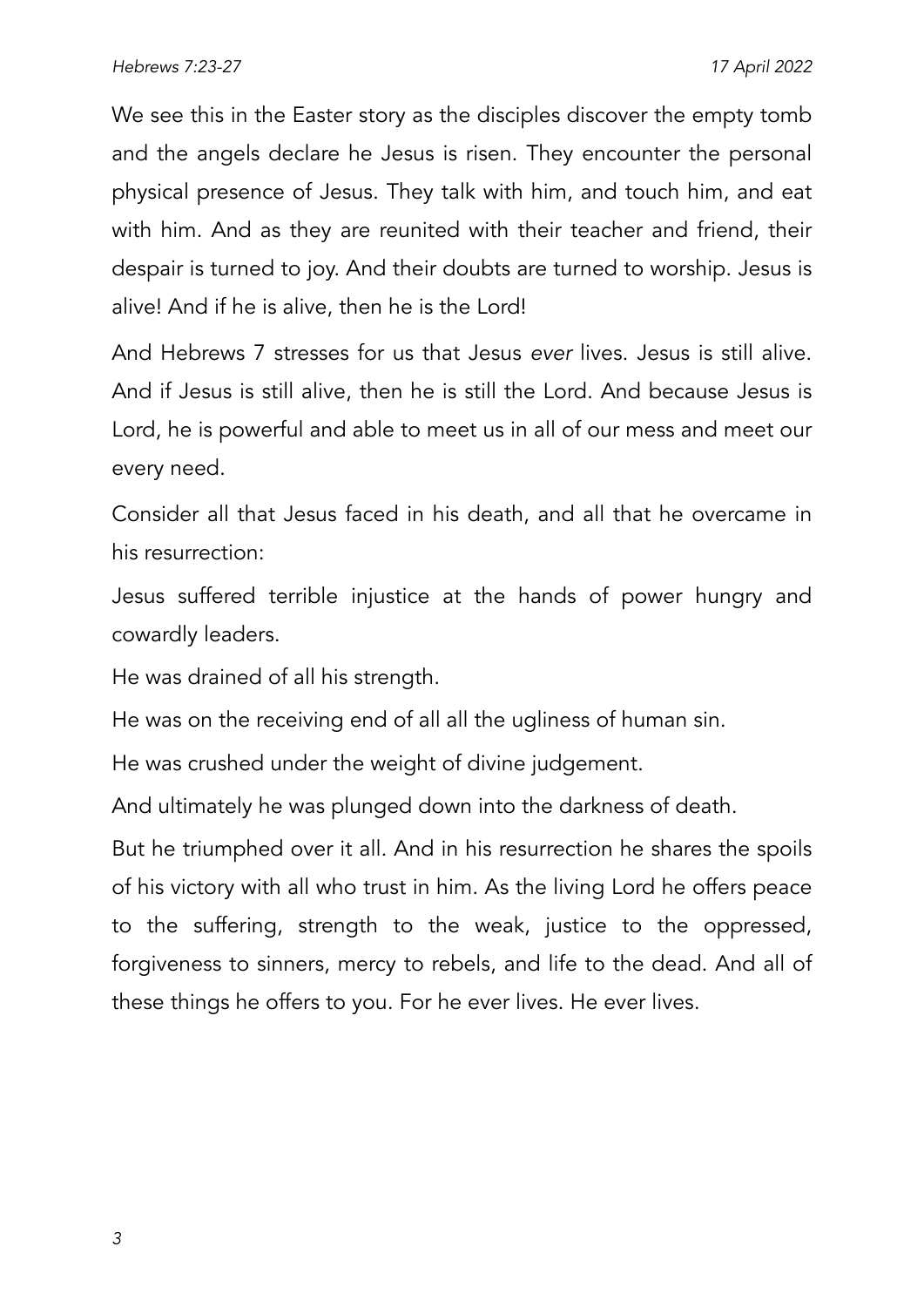We see this in the Easter story as the disciples discover the empty tomb and the angels declare he Jesus is risen. They encounter the personal physical presence of Jesus. They talk with him, and touch him, and eat with him. And as they are reunited with their teacher and friend, their despair is turned to joy. And their doubts are turned to worship. Jesus is alive! And if he is alive, then he is the Lord!

And Hebrews 7 stresses for us that Jesus *ever* lives. Jesus is still alive. And if Jesus is still alive, then he is still the Lord. And because Jesus is Lord, he is powerful and able to meet us in all of our mess and meet our every need.

Consider all that Jesus faced in his death, and all that he overcame in his resurrection:

Jesus suffered terrible injustice at the hands of power hungry and cowardly leaders.

He was drained of all his strength.

He was on the receiving end of all all the ugliness of human sin.

He was crushed under the weight of divine judgement.

And ultimately he was plunged down into the darkness of death.

But he triumphed over it all. And in his resurrection he shares the spoils of his victory with all who trust in him. As the living Lord he offers peace to the suffering, strength to the weak, justice to the oppressed, forgiveness to sinners, mercy to rebels, and life to the dead. And all of these things he offers to you. For he ever lives. He ever lives.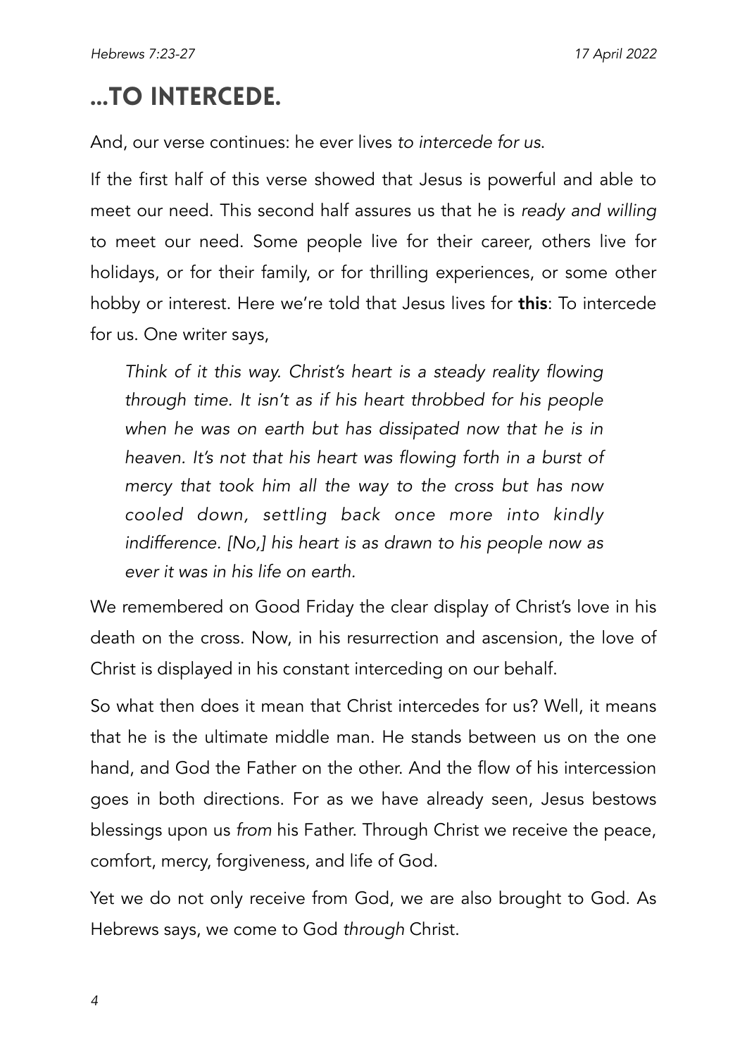# ...TO INTERCEDE.

And, our verse continues: he ever lives *to intercede for us*.

If the first half of this verse showed that Jesus is powerful and able to meet our need. This second half assures us that he is *ready and willing* to meet our need. Some people live for their career, others live for holidays, or for their family, or for thrilling experiences, or some other hobby or interest. Here we're told that Jesus lives for **this**: To intercede for us. One writer says,

> *Think of it this way. Christ's heart is a steady reality flowing through time. It isn't as if his heart throbbed for his people when he was on earth but has dissipated now that he is in heaven. It's not that his heart was flowing forth in a burst of mercy that took him all the way to the cross but has now cooled down, settling back once more into kindly indifference. [No,] his heart is as drawn to his people now as ever it was in his life on earth.*

We remembered on Good Friday the clear display of Christ's love in his death on the cross. Now, in his resurrection and ascension, the love of Christ is displayed in his constant interceding on our behalf.

So what then does it mean that Christ intercedes for us? Well, it means that he is the ultimate middle man. He stands between us on the one hand, and God the Father on the other. And the flow of his intercession goes in both directions. For as we have already seen, Jesus bestows blessings upon us *from* his Father. Through Christ we receive the peace, comfort, mercy, forgiveness, and life of God.

Yet we do not only receive from God, we are also brought to God. As Hebrews says, we come to God *through* Christ.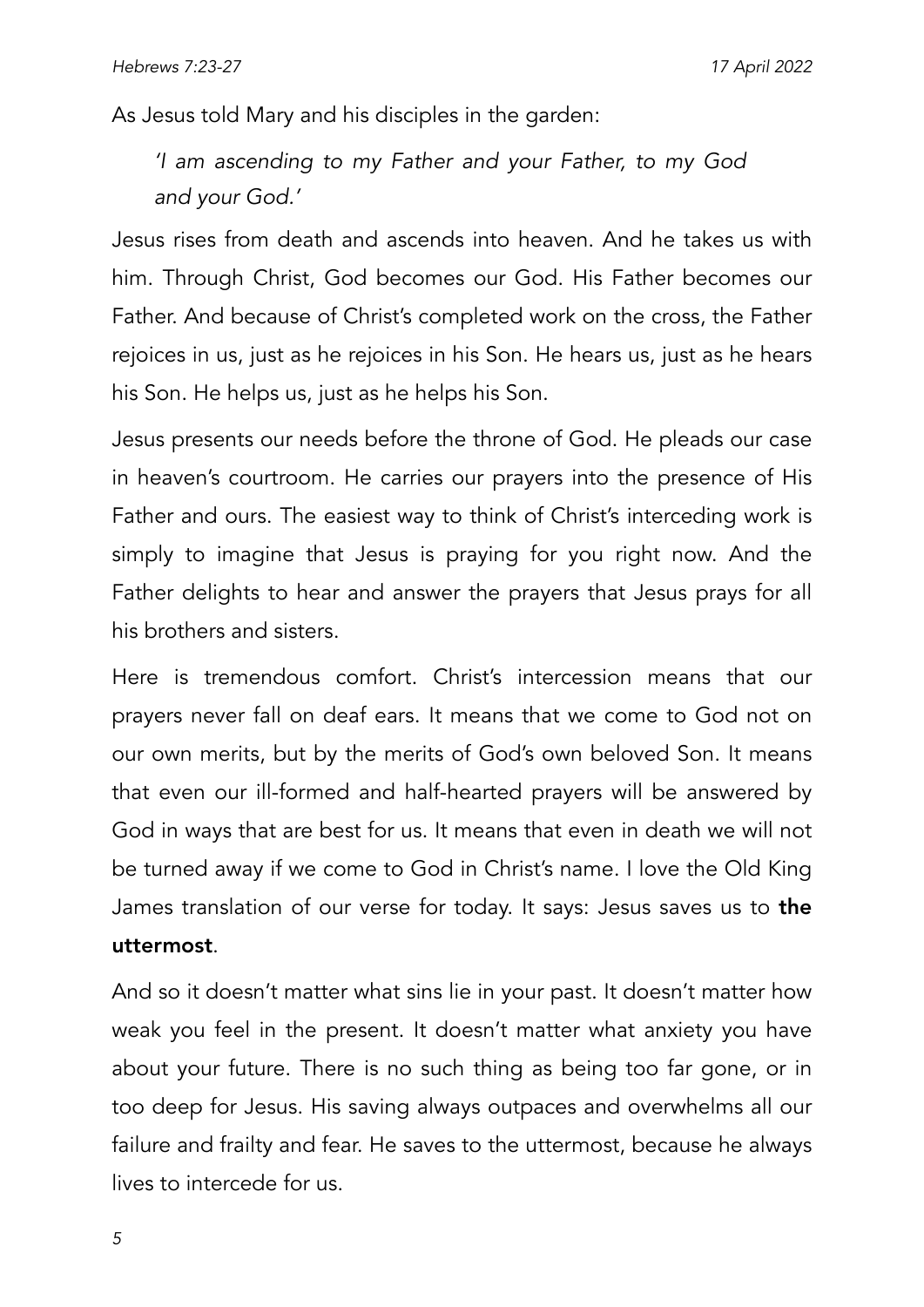As Jesus told Mary and his disciples in the garden:

> *'I am ascending to my Father and your Father, to my God and your God.'*

Jesus rises from death and ascends into heaven. And he takes us with him. Through Christ, God becomes our God. His Father becomes our Father. And because of Christ's completed work on the cross, the Father rejoices in us, just as he rejoices in his Son. He hears us, just as he hears his Son. He helps us, just as he helps his Son.

Jesus presents our needs before the throne of God. He pleads our case in heaven's courtroom. He carries our prayers into the presence of His Father and ours. The easiest way to think of Christ's interceding work is simply to imagine that Jesus is praying for you right now. And the Father delights to hear and answer the prayers that Jesus prays for all his brothers and sisters.

Here is tremendous comfort. Christ's intercession means that our prayers never fall on deaf ears. It means that we come to God not on our own merits, but by the merits of God's own beloved Son. It means that even our ill-formed and half-hearted prayers will be answered by God in ways that are best for us. It means that even in death we will not be turned away if we come to God in Christ's name. I love the Old King James translation of our verse for today. It says: Jesus saves us to **the uttermost**.

And so it doesn't matter what sins lie in your past. It doesn't matter how weak you feel in the present. It doesn't matter what anxiety you have about your future. There is no such thing as being too far gone, or in too deep for Jesus. His saving always outpaces and overwhelms all our failure and frailty and fear. He saves to the uttermost, because he always lives to intercede for us.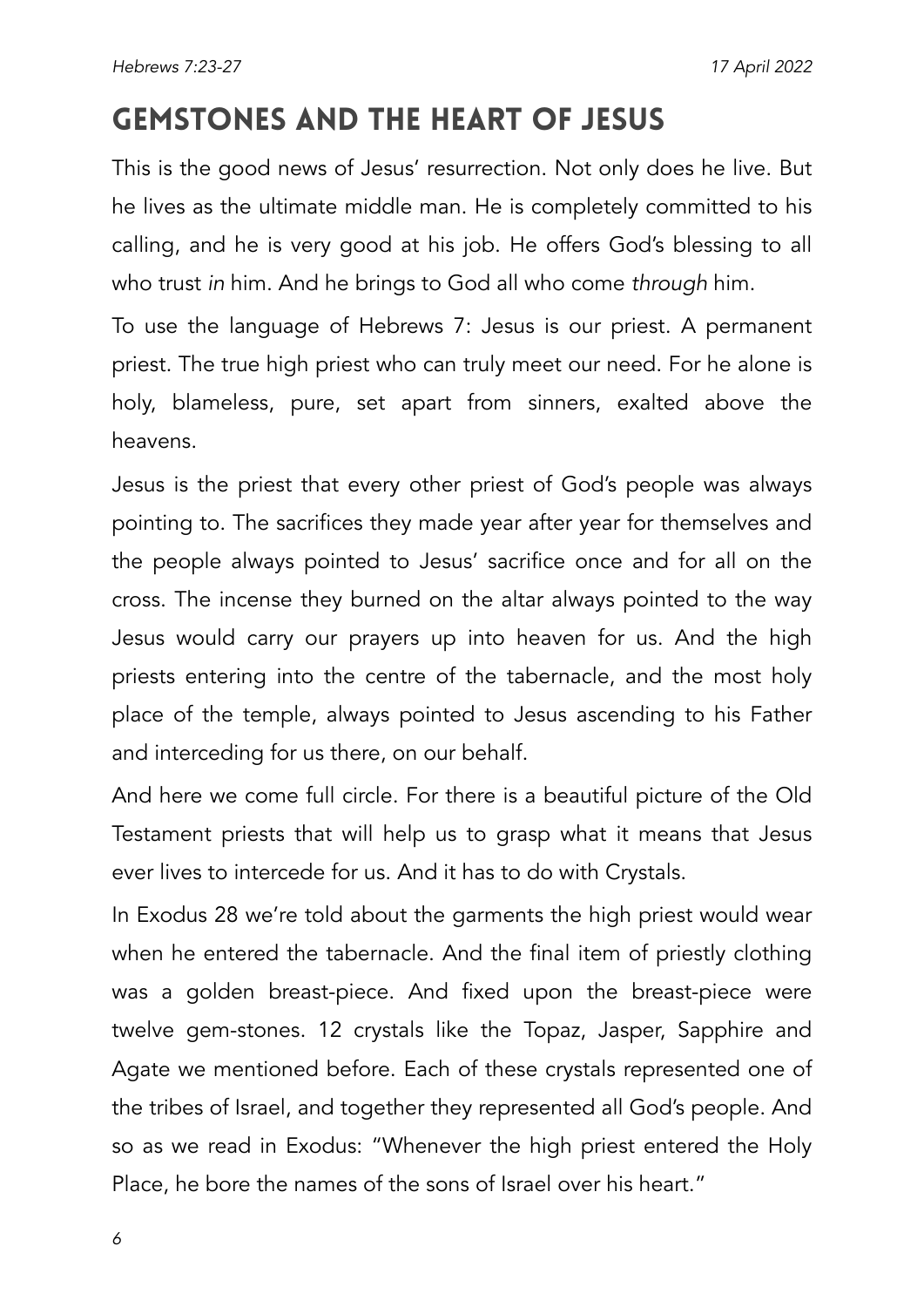# Gemstones and the Heart of Jesus

This is the good news of Jesus' resurrection. Not only does he live. But he lives as the ultimate middle man. He is completely committed to his calling, and he is very good at his job. He offers God's blessing to all who trust *in* him. And he brings to God all who come *through* him.

To use the language of Hebrews 7: Jesus is our priest. A permanent priest. The true high priest who can truly meet our need. For he alone is holy, blameless, pure, set apart from sinners, exalted above the heavens.

Jesus is the priest that every other priest of God's people was always pointing to. The sacrifices they made year after year for themselves and the people always pointed to Jesus' sacrifice once and for all on the cross. The incense they burned on the altar always pointed to the way Jesus would carry our prayers up into heaven for us. And the high priests entering into the centre of the tabernacle, and the most holy place of the temple, always pointed to Jesus ascending to his Father and interceding for us there, on our behalf.

And here we come full circle. For there is a beautiful picture of the Old Testament priests that will help us to grasp what it means that Jesus ever lives to intercede for us. And it has to do with Crystals.

In Exodus 28 we're told about the garments the high priest would wear when he entered the tabernacle. And the final item of priestly clothing was a golden breast-piece. And fixed upon the breast-piece were twelve gem-stones. 12 crystals like the Topaz, Jasper, Sapphire and Agate we mentioned before. Each of these crystals represented one of the tribes of Israel, and together they represented all God's people. And so as we read in Exodus: "Whenever the high priest entered the Holy Place, he bore the names of the sons of Israel over his heart."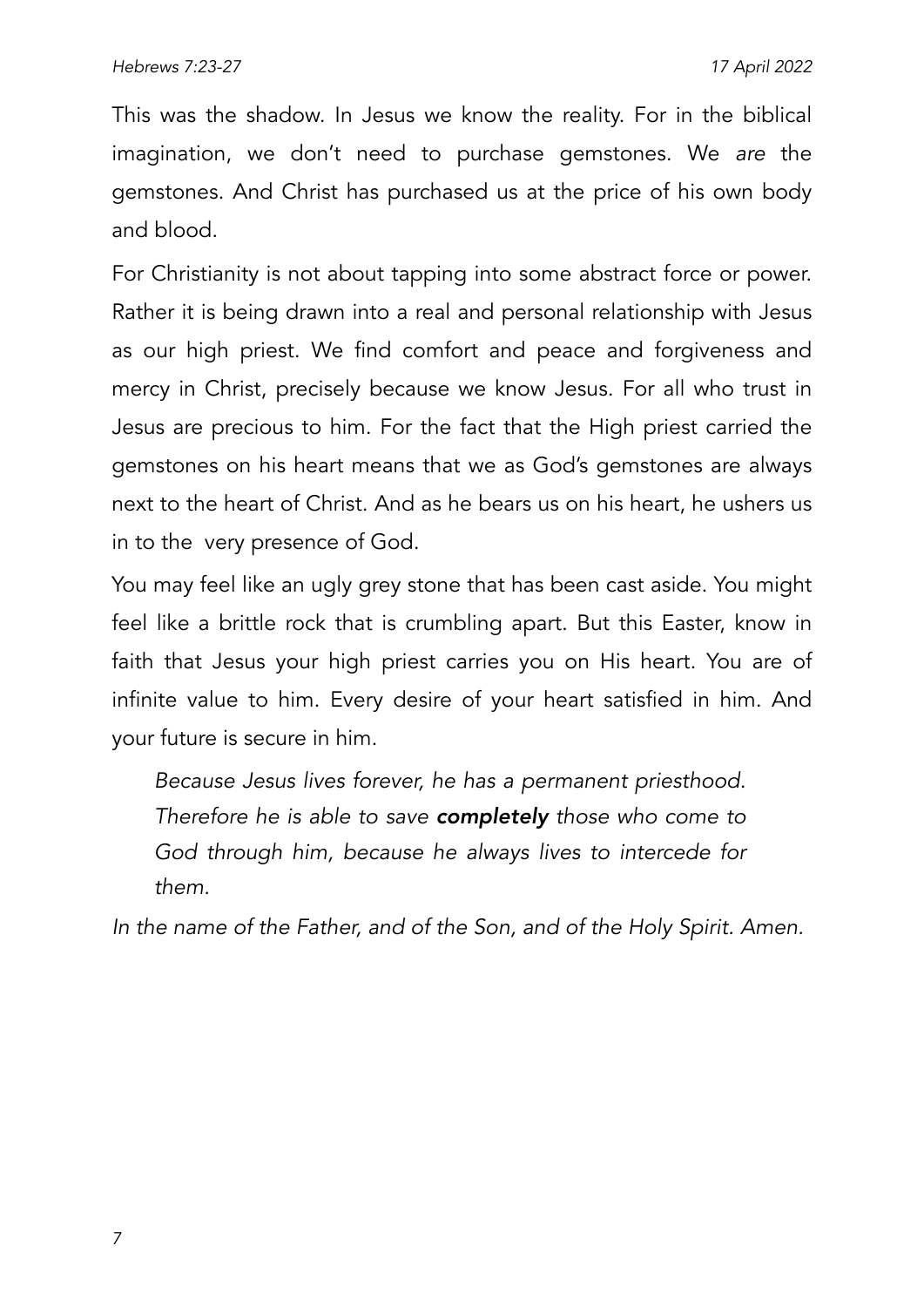This was the shadow. In Jesus we know the reality. For in the biblical imagination, we don't need to purchase gemstones. We *are* the gemstones. And Christ has purchased us at the price of his own body and blood.

For Christianity is not about tapping into some abstract force or power. Rather it is being drawn into a real and personal relationship with Jesus as our high priest. We find comfort and peace and forgiveness and mercy in Christ, precisely because we know Jesus. For all who trust in Jesus are precious to him. For the fact that the High priest carried the gemstones on his heart means that we as God's gemstones are always next to the heart of Christ. And as he bears us on his heart, he ushers us in to the very presence of God.

You may feel like an ugly grey stone that has been cast aside. You might feel like a brittle rock that is crumbling apart. But this Easter, know in faith that Jesus your high priest carries you on His heart. You are of infinite value to him. Every desire of your heart satisfied in him. And your future is secure in him.

> *Because Jesus lives forever, he has a permanent priesthood. Therefore he is able to save* ***completely*** *those who come to God through him, because he always lives to intercede for them.*

*In the name of the Father, and of the Son, and of the Holy Spirit. Amen.*